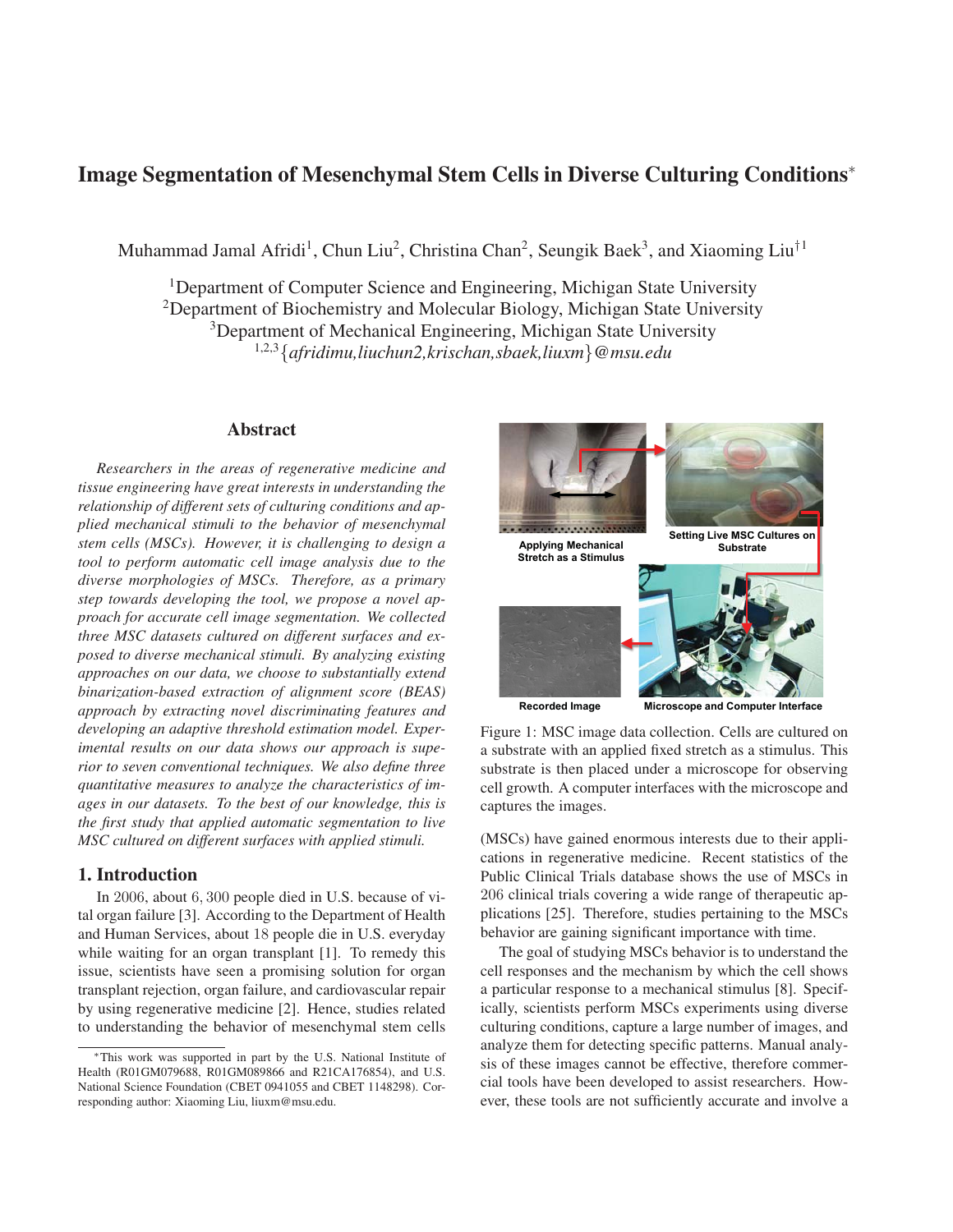# Image Segmentation of Mesenchymal Stem Cells in Diverse Culturing Conditions*

Muhammad Jamal Afridi[1], Chun Liu[2], Christina Chan[2], Seungik Baek[3], and Xiaoming Liu[†1]

[1]Department of Computer Science and Engineering, Michigan State University
[2]Department of Biochemistry and Molecular Biology, Michigan State University
[3]Department of Mechanical Engineering, Michigan State University
[1,2,3]{*afridimu,liuchun2,krischan,sbaek,liuxm*}@*msu.edu*

## Abstract

*Researchers in the areas of regenerative medicine and tissue engineering have great interests in understanding the relationship of different sets of culturing conditions and applied mechanical stimuli to the behavior of mesenchymal stem cells (MSCs). However, it is challenging to design a tool to perform automatic cell image analysis due to the diverse morphologies of MSCs. Therefore, as a primary step towards developing the tool, we propose a novel approach for accurate cell image segmentation. We collected three MSC datasets cultured on different surfaces and exposed to diverse mechanical stimuli. By analyzing existing approaches on our data, we choose to substantially extend binarization-based extraction of alignment score (BEAS) approach by extracting novel discriminating features and developing an adaptive threshold estimation model. Experimental results on our data shows our approach is superior to seven conventional techniques. We also define three quantitative measures to analyze the characteristics of images in our datasets. To the best of our knowledge, this is the first study that applied automatic segmentation to live MSC cultured on different surfaces with applied stimuli.*

## 1. Introduction

In 2006, about 6,300 people died in U.S. because of vital organ failure [3]. According to the Department of Health and Human Services, about 18 people die in U.S. everyday while waiting for an organ transplant [1]. To remedy this issue, scientists have seen a promising solution for organ transplant rejection, organ failure, and cardiovascular repair by using regenerative medicine [2]. Hence, studies related to understanding the behavior of mesenchymal stem cells (MSCs) have gained enormous interests due to their applications in regenerative medicine. Recent statistics of the Public Clinical Trials database shows the use of MSCs in 206 clinical trials covering a wide range of therapeutic applications [25]. Therefore, studies pertaining to the MSCs behavior are gaining significant importance with time.

Applying Mechanical Stretch as a Stimulus | Setting Live MSC Cultures on Substrate | Microscope and Computer Interface | Recorded Image

Figure 1: MSC image data collection. Cells are cultured on a substrate with an applied fixed stretch as a stimulus. This substrate is then placed under a microscope for observing cell growth. A computer interfaces with the microscope and captures the images.

The goal of studying MSCs behavior is to understand the cell responses and the mechanism by which the cell shows a particular response to a mechanical stimulus [8]. Specifically, scientists perform MSCs experiments using diverse culturing conditions, capture a large number of images, and analyze them for detecting specific patterns. Manual analysis of these images cannot be effective, therefore commercial tools have been developed to assist researchers. However, these tools are not sufficiently accurate and involve a

*This work was supported in part by the U.S. National Institute of Health (R01GM079688, R01GM089866 and R21CA176854), and U.S. National Science Foundation (CBET 0941055 and CBET 1148298). Corresponding author: Xiaoming Liu, liuxm@msu.edu.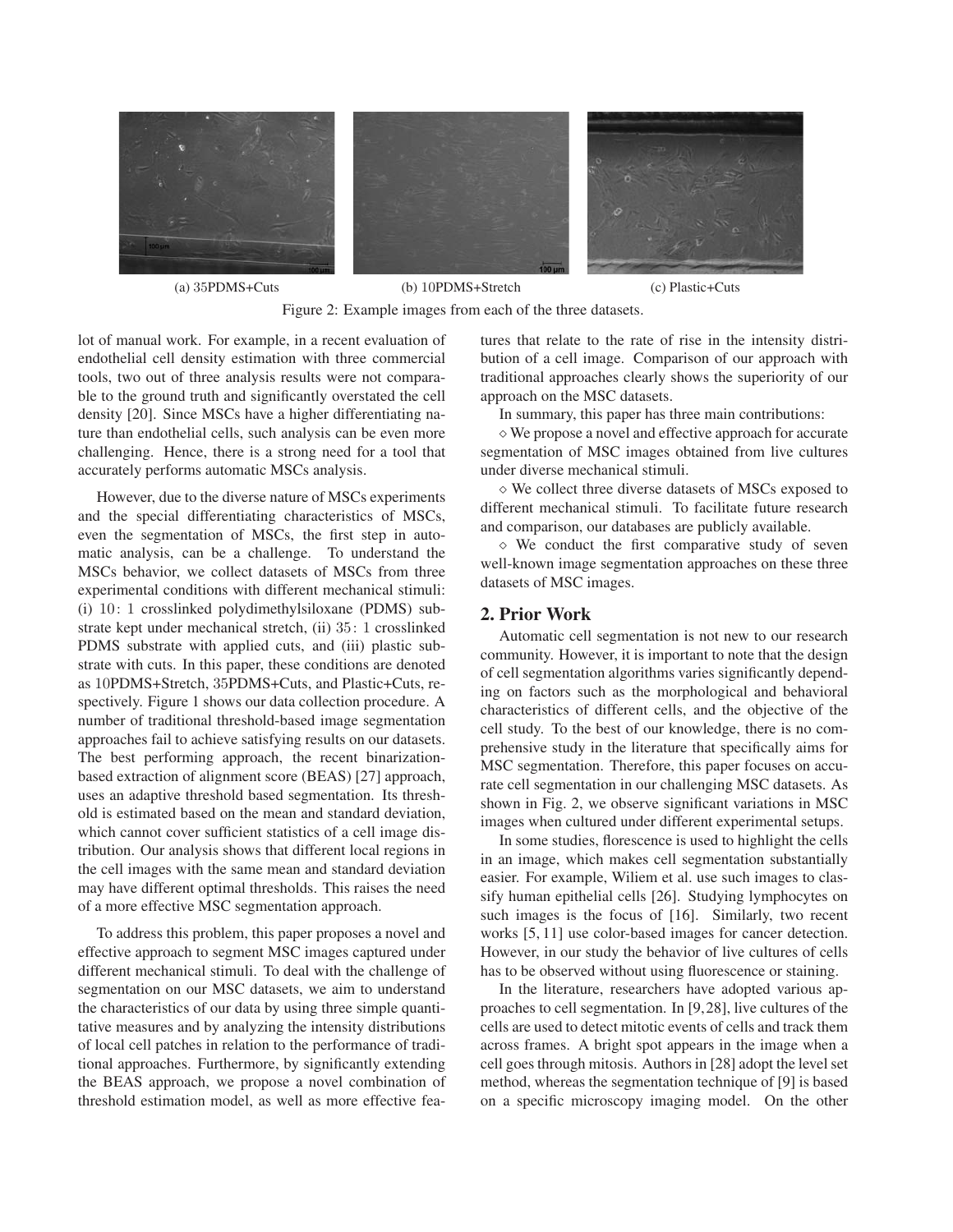(a) 35PDMS+Cuts

(b) 10PDMS+Stretch

(c) Plastic+Cuts

Figure 2: Example images from each of the three datasets.

lot of manual work. For example, in a recent evaluation of endothelial cell density estimation with three commercial tools, two out of three analysis results were not comparable to the ground truth and significantly overstated the cell density [20]. Since MSCs have a higher differentiating nature than endothelial cells, such analysis can be even more challenging. Hence, there is a strong need for a tool that accurately performs automatic MSCs analysis.

However, due to the diverse nature of MSCs experiments and the special differentiating characteristics of MSCs, even the segmentation of MSCs, the first step in automatic analysis, can be a challenge. To understand the MSCs behavior, we collect datasets of MSCs from three experimental conditions with different mechanical stimuli: (i) $10:1$ crosslinked polydimethylsiloxane (PDMS) substrate kept under mechanical stretch, (ii) $35:1$ crosslinked PDMS substrate with applied cuts, and (iii) plastic substrate with cuts. In this paper, these conditions are denoted as 10PDMS+Stretch, 35PDMS+Cuts, and Plastic+Cuts, respectively. Figure 1 shows our data collection procedure. A number of traditional threshold-based image segmentation approaches fail to achieve satisfying results on our datasets. The best performing approach, the recent binarization-based extraction of alignment score (BEAS) [27] approach, uses an adaptive threshold based segmentation. Its threshold is estimated based on the mean and standard deviation, which cannot cover sufficient statistics of a cell image distribution. Our analysis shows that different local regions in the cell images with the same mean and standard deviation may have different optimal thresholds. This raises the need of a more effective MSC segmentation approach.

To address this problem, this paper proposes a novel and effective approach to segment MSC images captured under different mechanical stimuli. To deal with the challenge of segmentation on our MSC datasets, we aim to understand the characteristics of our data by using three simple quantitative measures and by analyzing the intensity distributions of local cell patches in relation to the performance of traditional approaches. Furthermore, by significantly extending the BEAS approach, we propose a novel combination of threshold estimation model, as well as more effective features that relate to the rate of rise in the intensity distribution of a cell image. Comparison of our approach with traditional approaches clearly shows the superiority of our approach on the MSC datasets.

In summary, this paper has three main contributions:

◇ We propose a novel and effective approach for accurate segmentation of MSC images obtained from live cultures under diverse mechanical stimuli.

◇ We collect three diverse datasets of MSCs exposed to different mechanical stimuli. To facilitate future research and comparison, our databases are publicly available.

◇ We conduct the first comparative study of seven well-known image segmentation approaches on these three datasets of MSC images.

## 2. Prior Work

Automatic cell segmentation is not new to our research community. However, it is important to note that the design of cell segmentation algorithms varies significantly depending on factors such as the morphological and behavioral characteristics of different cells, and the objective of the cell study. To the best of our knowledge, there is no comprehensive study in the literature that specifically aims for MSC segmentation. Therefore, this paper focuses on accurate cell segmentation in our challenging MSC datasets. As shown in Fig. 2, we observe significant variations in MSC images when cultured under different experimental setups.

In some studies, florescence is used to highlight the cells in an image, which makes cell segmentation substantially easier. For example, Wiliem et al. use such images to classify human epithelial cells [26]. Studying lymphocytes on such images is the focus of [16]. Similarly, two recent works [5, 11] use color-based images for cancer detection. However, in our study the behavior of live cultures of cells has to be observed without using fluorescence or staining.

In the literature, researchers have adopted various approaches to cell segmentation. In [9, 28], live cultures of the cells are used to detect mitotic events of cells and track them across frames. A bright spot appears in the image when a cell goes through mitosis. Authors in [28] adopt the level set method, whereas the segmentation technique of [9] is based on a specific microscopy imaging model. On the other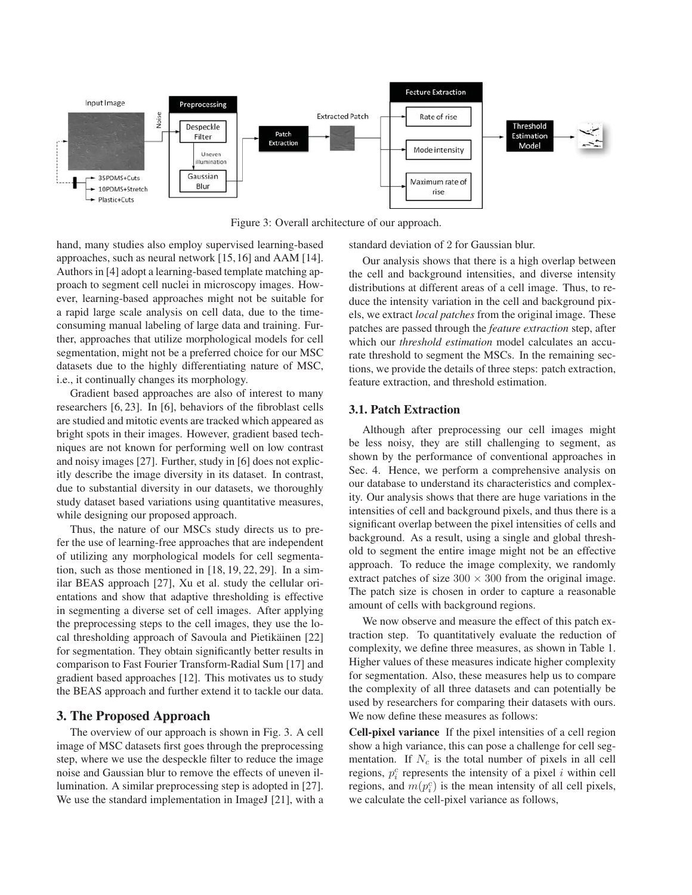Figure 3: Overall architecture of our approach.

hand, many studies also employ supervised learning-based approaches, such as neural network [15, 16] and AAM [14]. Authors in [4] adopt a learning-based template matching approach to segment cell nuclei in microscopy images. However, learning-based approaches might not be suitable for a rapid large scale analysis on cell data, due to the time-consuming manual labeling of large data and training. Further, approaches that utilize morphological models for cell segmentation, might not be a preferred choice for our MSC datasets due to the highly differentiating nature of MSC, i.e., it continually changes its morphology.

Gradient based approaches are also of interest to many researchers [6, 23]. In [6], behaviors of the fibroblast cells are studied and mitotic events are tracked which appeared as bright spots in their images. However, gradient based techniques are not known for performing well on low contrast and noisy images [27]. Further, study in [6] does not explicitly describe the image diversity in its dataset. In contrast, due to substantial diversity in our datasets, we thoroughly study dataset based variations using quantitative measures, while designing our proposed approach.

Thus, the nature of our MSCs study directs us to prefer the use of learning-free approaches that are independent of utilizing any morphological models for cell segmentation, such as those mentioned in [18, 19, 22, 29]. In a similar BEAS approach [27], Xu et al. study the cellular orientations and show that adaptive thresholding is effective in segmenting a diverse set of cell images. After applying the preprocessing steps to the cell images, they use the local thresholding approach of Savoula and Pietikäinen [22] for segmentation. They obtain significantly better results in comparison to Fast Fourier Transform-Radial Sum [17] and gradient based approaches [12]. This motivates us to study the BEAS approach and further extend it to tackle our data.

## 3. The Proposed Approach

The overview of our approach is shown in Fig. 3. A cell image of MSC datasets first goes through the preprocessing step, where we use the despeckle filter to reduce the image noise and Gaussian blur to remove the effects of uneven illumination. A similar preprocessing step is adopted in [27]. We use the standard implementation in ImageJ [21], with a standard deviation of 2 for Gaussian blur.

Our analysis shows that there is a high overlap between the cell and background intensities, and diverse intensity distributions at different areas of a cell image. Thus, to reduce the intensity variation in the cell and background pixels, we extract *local patches* from the original image. These patches are passed through the *feature extraction* step, after which our *threshold estimation* model calculates an accurate threshold to segment the MSCs. In the remaining sections, we provide the details of three steps: patch extraction, feature extraction, and threshold estimation.

### 3.1. Patch Extraction

Although after preprocessing our cell images might be less noisy, they are still challenging to segment, as shown by the performance of conventional approaches in Sec. 4. Hence, we perform a comprehensive analysis on our database to understand its characteristics and complexity. Our analysis shows that there are huge variations in the intensities of cell and background pixels, and thus there is a significant overlap between the pixel intensities of cells and background. As a result, using a single and global threshold to segment the entire image might not be an effective approach. To reduce the image complexity, we randomly extract patches of size $300 \times 300$ from the original image. The patch size is chosen in order to capture a reasonable amount of cells with background regions.

We now observe and measure the effect of this patch extraction step. To quantitatively evaluate the reduction of complexity, we define three measures, as shown in Table 1. Higher values of these measures indicate higher complexity for segmentation. Also, these measures help us to compare the complexity of all three datasets and can potentially be used by researchers for comparing their datasets with ours. We now define these measures as follows:

**Cell-pixel variance** If the pixel intensities of a cell region show a high variance, this can pose a challenge for cell segmentation. If $N_c$ is the total number of pixels in all cell regions, $p_i^c$ represents the intensity of a pixel $i$ within cell regions, and $m(p_i^c)$ is the mean intensity of all cell pixels, we calculate the cell-pixel variance as follows,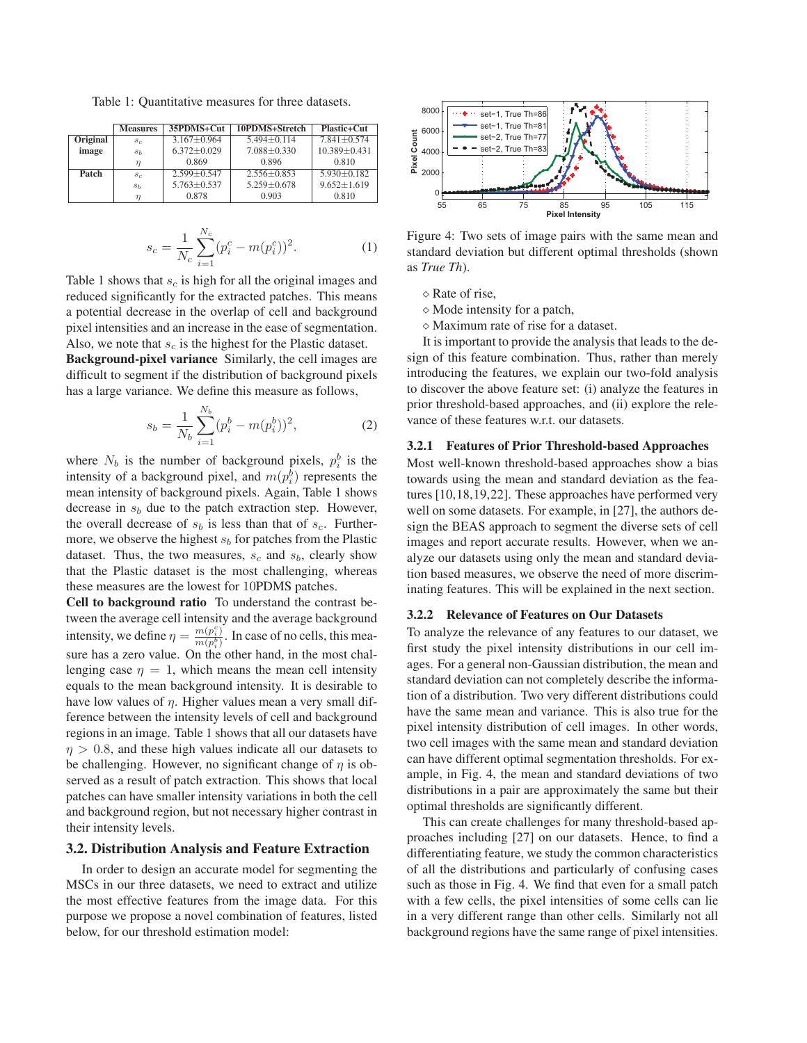Table 1: Quantitative measures for three datasets.

| | Measures | 35PDMS+Cut | 10PDMS+Stretch | Plastic+Cut |
|---|---|---|---|---|
| Original image | $s_c$ | 3.167±0.964 | 5.494±0.114 | 7.841±0.574 |
| | $s_b$ | 6.372±0.029 | 7.088±0.330 | 10.389±0.431 |
| | $\eta$ | 0.869 | 0.896 | 0.810 |
| Patch | $s_c$ | 2.599±0.547 | 2.556±0.853 | 5.930±0.182 |
| | $s_b$ | 5.763±0.537 | 5.259±0.678 | 9.652±1.619 |
| | $\eta$ | 0.878 | 0.903 | 0.810 |

$$s_c = \frac{1}{N_c}\sum_{i=1}^{N_c}(p_i^c - m(p_i^c))^2. \tag{1}$$

Table 1 shows that $s_c$ is high for all the original images and reduced significantly for the extracted patches. This means a potential decrease in the overlap of cell and background pixel intensities and an increase in the ease of segmentation. Also, we note that $s_c$ is the highest for the Plastic dataset.

**Background-pixel variance** Similarly, the cell images are difficult to segment if the distribution of background pixels has a large variance. We define this measure as follows,

$$s_b = \frac{1}{N_b}\sum_{i=1}^{N_b}(p_i^b - m(p_i^b))^2, \tag{2}$$

where $N_b$ is the number of background pixels, $p_i^b$ is the intensity of a background pixel, and $m(p_i^b)$ represents the mean intensity of background pixels. Again, Table 1 shows decrease in $s_b$ due to the patch extraction step. However, the overall decrease of $s_b$ is less than that of $s_c$. Furthermore, we observe the highest $s_b$ for patches from the Plastic dataset. Thus, the two measures, $s_c$ and $s_b$, clearly show that the Plastic dataset is the most challenging, whereas these measures are the lowest for 10PDMS patches.

**Cell to background ratio** To understand the contrast between the average cell intensity and the average background intensity, we define $\eta = \frac{m(p_i^c)}{m(p_i^b)}$. In case of no cells, this measure has a zero value. On the other hand, in the most challenging case $\eta = 1$, which means the mean cell intensity equals to the mean background intensity. It is desirable to have low values of $\eta$. Higher values mean a very small difference between the intensity levels of cell and background regions in an image. Table 1 shows that all our datasets have $\eta > 0.8$, and these high values indicate all our datasets to be challenging. However, no significant change of $\eta$ is observed as a result of patch extraction. This shows that local patches can have smaller intensity variations in both the cell and background region, but not necessary higher contrast in their intensity levels.

## 3.2. Distribution Analysis and Feature Extraction

In order to design an accurate model for segmenting the MSCs in our three datasets, we need to extract and utilize the most effective features from the image data. For this purpose we propose a novel combination of features, listed below, for our threshold estimation model:

Figure 4: Two sets of image pairs with the same mean and standard deviation but different optimal thresholds (shown as *True Th*).

- ⋄ Rate of rise,
- ⋄ Mode intensity for a patch,
- ⋄ Maximum rate of rise for a dataset.

It is important to provide the analysis that leads to the design of this feature combination. Thus, rather than merely introducing the features, we explain our two-fold analysis to discover the above feature set: (i) analyze the features in prior threshold-based approaches, and (ii) explore the relevance of these features w.r.t. our datasets.

### 3.2.1 Features of Prior Threshold-based Approaches

Most well-known threshold-based approaches show a bias towards using the mean and standard deviation as the features [10,18,19,22]. These approaches have performed very well on some datasets. For example, in [27], the authors design the BEAS approach to segment the diverse sets of cell images and report accurate results. However, when we analyze our datasets using only the mean and standard deviation based measures, we observe the need of more discriminating features. This will be explained in the next section.

### 3.2.2 Relevance of Features on Our Datasets

To analyze the relevance of any features to our dataset, we first study the pixel intensity distributions in our cell images. For a general non-Gaussian distribution, the mean and standard deviation can not completely describe the information of a distribution. Two very different distributions could have the same mean and variance. This is also true for the pixel intensity distribution of cell images. In other words, two cell images with the same mean and standard deviation can have different optimal segmentation thresholds. For example, in Fig. 4, the mean and standard deviations of two distributions in a pair are approximately the same but their optimal thresholds are significantly different.

This can create challenges for many threshold-based approaches including [27] on our datasets. Hence, to find a differentiating feature, we study the common characteristics of all the distributions and particularly of confusing cases such as those in Fig. 4. We find that even for a small patch with a few cells, the pixel intensities of some cells can lie in a very different range than other cells. Similarly not all background regions have the same range of pixel intensities.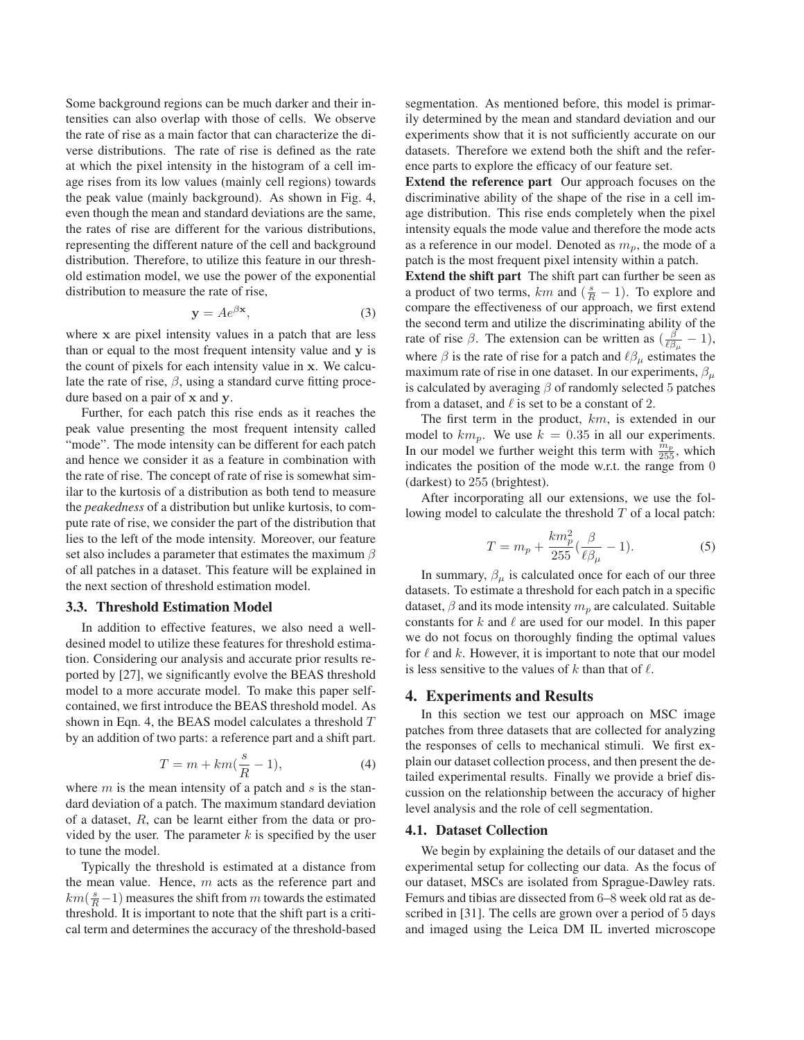Some background regions can be much darker and their intensities can also overlap with those of cells. We observe the rate of rise as a main factor that can characterize the diverse distributions. The rate of rise is defined as the rate at which the pixel intensity in the histogram of a cell image rises from its low values (mainly cell regions) towards the peak value (mainly background). As shown in Fig. 4, even though the mean and standard deviations are the same, the rates of rise are different for the various distributions, representing the different nature of the cell and background distribution. Therefore, to utilize this feature in our threshold estimation model, we use the power of the exponential distribution to measure the rate of rise,

$$\mathbf{y} = Ae^{\beta \mathbf{x}}, \tag{3}$$

where $\mathbf{x}$ are pixel intensity values in a patch that are less than or equal to the most frequent intensity value and $\mathbf{y}$ is the count of pixels for each intensity value in $\mathbf{x}$. We calculate the rate of rise, $\beta$, using a standard curve fitting procedure based on a pair of $\mathbf{x}$ and $\mathbf{y}$.

Further, for each patch this rise ends as it reaches the peak value presenting the most frequent intensity called "mode". The mode intensity can be different for each patch and hence we consider it as a feature in combination with the rate of rise. The concept of rate of rise is somewhat similar to the kurtosis of a distribution as both tend to measure the *peakedness* of a distribution but unlike kurtosis, to compute rate of rise, we consider the part of the distribution that lies to the left of the mode intensity. Moreover, our feature set also includes a parameter that estimates the maximum $\beta$ of all patches in a dataset. This feature will be explained in the next section of threshold estimation model.

### 3.3. Threshold Estimation Model

In addition to effective features, we also need a well-desined model to utilize these features for threshold estimation. Considering our analysis and accurate prior results reported by [27], we significantly evolve the BEAS threshold model to a more accurate model. To make this paper self-contained, we first introduce the BEAS threshold model. As shown in Eqn. 4, the BEAS model calculates a threshold $T$ by an addition of two parts: a reference part and a shift part.

$$T = m + km(\frac{s}{R} - 1), \tag{4}$$

where $m$ is the mean intensity of a patch and $s$ is the standard deviation of a patch. The maximum standard deviation of a dataset, $R$, can be learnt either from the data or provided by the user. The parameter $k$ is specified by the user to tune the model.

Typically the threshold is estimated at a distance from the mean value. Hence, $m$ acts as the reference part and $km(\frac{s}{R}-1)$ measures the shift from $m$ towards the estimated threshold. It is important to note that the shift part is a critical term and determines the accuracy of the threshold-based segmentation. As mentioned before, this model is primarily determined by the mean and standard deviation and our experiments show that it is not sufficiently accurate on our datasets. Therefore we extend both the shift and the reference parts to explore the efficacy of our feature set.

**Extend the reference part** Our approach focuses on the discriminative ability of the shape of the rise in a cell image distribution. This rise ends completely when the pixel intensity equals the mode value and therefore the mode acts as a reference in our model. Denoted as $m_p$, the mode of a patch is the most frequent pixel intensity within a patch.

**Extend the shift part** The shift part can further be seen as a product of two terms, $km$ and $(\frac{s}{R} - 1)$. To explore and compare the effectiveness of our approach, we first extend the second term and utilize the discriminating ability of the rate of rise $\beta$. The extension can be written as $(\frac{\beta}{\ell\beta_\mu} - 1)$, where $\beta$ is the rate of rise for a patch and $\ell\beta_\mu$ estimates the maximum rate of rise in one dataset. In our experiments, $\beta_\mu$ is calculated by averaging $\beta$ of randomly selected 5 patches from a dataset, and $\ell$ is set to be a constant of 2.

The first term in the product, $km$, is extended in our model to $km_p$. We use $k = 0.35$ in all our experiments. In our model we further weight this term with $\frac{m_p}{255}$, which indicates the position of the mode w.r.t. the range from 0 (darkest) to 255 (brightest).

After incorporating all our extensions, we use the following model to calculate the threshold $T$ of a local patch:

$$T = m_p + \frac{km_p^2}{255}(\frac{\beta}{\ell\beta_\mu} - 1). \tag{5}$$

In summary, $\beta_\mu$ is calculated once for each of our three datasets. To estimate a threshold for each patch in a specific dataset, $\beta$ and its mode intensity $m_p$ are calculated. Suitable constants for $k$ and $\ell$ are used for our model. In this paper we do not focus on thoroughly finding the optimal values for $\ell$ and $k$. However, it is important to note that our model is less sensitive to the values of $k$ than that of $\ell$.

## 4. Experiments and Results

In this section we test our approach on MSC image patches from three datasets that are collected for analyzing the responses of cells to mechanical stimuli. We first explain our dataset collection process, and then present the detailed experimental results. Finally we provide a brief discussion on the relationship between the accuracy of higher level analysis and the role of cell segmentation.

### 4.1. Dataset Collection

We begin by explaining the details of our dataset and the experimental setup for collecting our data. As the focus of our dataset, MSCs are isolated from Sprague-Dawley rats. Femurs and tibias are dissected from 6–8 week old rat as described in [31]. The cells are grown over a period of 5 days and imaged using the Leica DM IL inverted microscope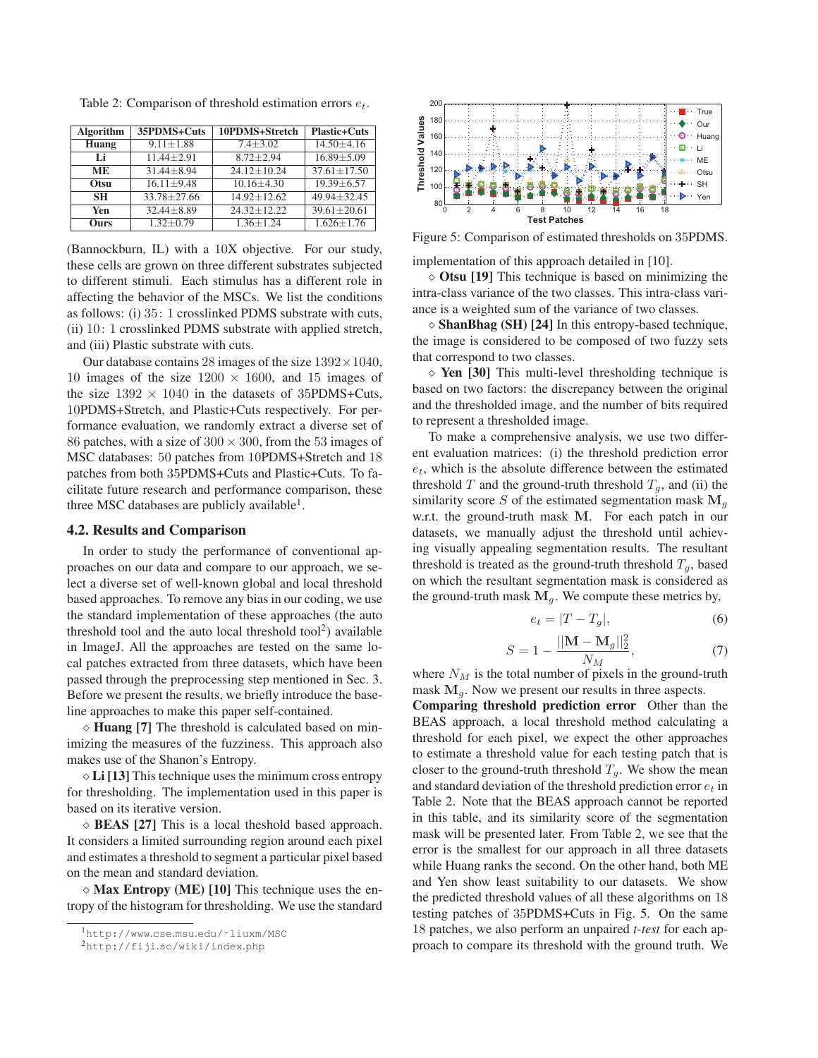Table 2: Comparison of threshold estimation errors $e_t$.

| Algorithm | 35PDMS+Cuts | 10PDMS+Stretch | Plastic+Cuts |
|---|---|---|---|
| **Huang** | 9.11±1.88 | 7.4±3.02 | 14.50±4.16 |
| **Li** | 11.44±2.91 | 8.72±2.94 | 16.89±5.09 |
| **ME** | 31.44±8.94 | 24.12±10.24 | 37.61±17.50 |
| **Otsu** | 16.11±9.48 | 10.16±4.30 | 19.39±6.57 |
| **SH** | 33.78±27.66 | 14.92±12.62 | 49.94±32.45 |
| **Yen** | 32.44±8.89 | 24.32±12.22 | 39.61±20.61 |
| **Ours** | 1.32±0.79 | 1.36±1.24 | 1.626±1.76 |

(Bannockburn, IL) with a 10X objective. For our study, these cells are grown on three different substrates subjected to different stimuli. Each stimulus has a different role in affecting the behavior of the MSCs. We list the conditions as follows: (i) 35: 1 crosslinked PDMS substrate with cuts, (ii) 10: 1 crosslinked PDMS substrate with applied stretch, and (iii) Plastic substrate with cuts.

Our database contains 28 images of the size $1392 \times 1040$, 10 images of the size $1200 \times 1600$, and 15 images of the size $1392 \times 1040$ in the datasets of 35PDMS+Cuts, 10PDMS+Stretch, and Plastic+Cuts respectively. For performance evaluation, we randomly extract a diverse set of 86 patches, with a size of $300 \times 300$, from the 53 images of MSC databases: 50 patches from 10PDMS+Stretch and 18 patches from both 35PDMS+Cuts and Plastic+Cuts. To facilitate future research and performance comparison, these three MSC databases are publicly available[1].

### 4.2. Results and Comparison

In order to study the performance of conventional approaches on our data and compare to our approach, we select a diverse set of well-known global and local threshold based approaches. To remove any bias in our coding, we use the standard implementation of these approaches (the auto threshold tool and the auto local threshold tool[2]) available in ImageJ. All the approaches are tested on the same local patches extracted from three datasets, which have been passed through the preprocessing step mentioned in Sec. 3. Before we present the results, we briefly introduce the baseline approaches to make this paper self-contained.

⋄ **Huang [7]** The threshold is calculated based on minimizing the measures of the fuzziness. This approach also makes use of the Shanon's Entropy.

⋄ **Li [13]** This technique uses the minimum cross entropy for thresholding. The implementation used in this paper is based on its iterative version.

⋄ **BEAS [27]** This is a local theshold based approach. It considers a limited surrounding region around each pixel and estimates a threshold to segment a particular pixel based on the mean and standard deviation.

⋄ **Max Entropy (ME) [10]** This technique uses the entropy of the histogram for thresholding. We use the standard implementation of this approach detailed in [10].

⋄ **Otsu [19]** This technique is based on minimizing the intra-class variance of the two classes. This intra-class variance is a weighted sum of the variance of two classes.

⋄ **ShanBhag (SH) [24]** In this entropy-based technique, the image is considered to be composed of two fuzzy sets that correspond to two classes.

⋄ **Yen [30]** This multi-level thresholding technique is based on two factors: the discrepancy between the original and the thresholded image, and the number of bits required to represent a thresholded image.

Figure 5: Comparison of estimated thresholds on 35PDMS.

To make a comprehensive analysis, we use two different evaluation matrices: (i) the threshold prediction error $e_t$, which is the absolute difference between the estimated threshold $T$ and the ground-truth threshold $T_g$, and (ii) the similarity score $S$ of the estimated segmentation mask $\mathbf{M}_g$ w.r.t. the ground-truth mask $\mathbf{M}$. For each patch in our datasets, we manually adjust the threshold until achieving visually appealing segmentation results. The resultant threshold is treated as the ground-truth threshold $T_g$, based on which the resultant segmentation mask is considered as the ground-truth mask $\mathbf{M}_g$. We compute these metrics by,

$$e_t = |T - T_g|, \tag{6}$$

$$S = 1 - \frac{||\mathbf{M} - \mathbf{M}_g||_2^2}{N_M}, \tag{7}$$

where $N_M$ is the total number of pixels in the ground-truth mask $\mathbf{M}_g$. Now we present our results in three aspects.

**Comparing threshold prediction error** Other than the BEAS approach, a local threshold method calculating a threshold for each pixel, we expect the other approaches to estimate a threshold value for each testing patch that is closer to the ground-truth threshold $T_g$. We show the mean and standard deviation of the threshold prediction error $e_t$ in Table 2. Note that the BEAS approach cannot be reported in this table, and its similarity score of the segmentation mask will be presented later. From Table 2, we see that the error is the smallest for our approach in all three datasets while Huang ranks the second. On the other hand, both ME and Yen show least suitability to our datasets. We show the predicted threshold values of all these algorithms on 18 testing patches of 35PDMS+Cuts in Fig. 5. On the same 18 patches, we also perform an unpaired *t-test* for each approach to compare its threshold with the ground truth. We

[1] http://www.cse.msu.edu/~liuxm/MSC

[2] http://fiji.sc/wiki/index.php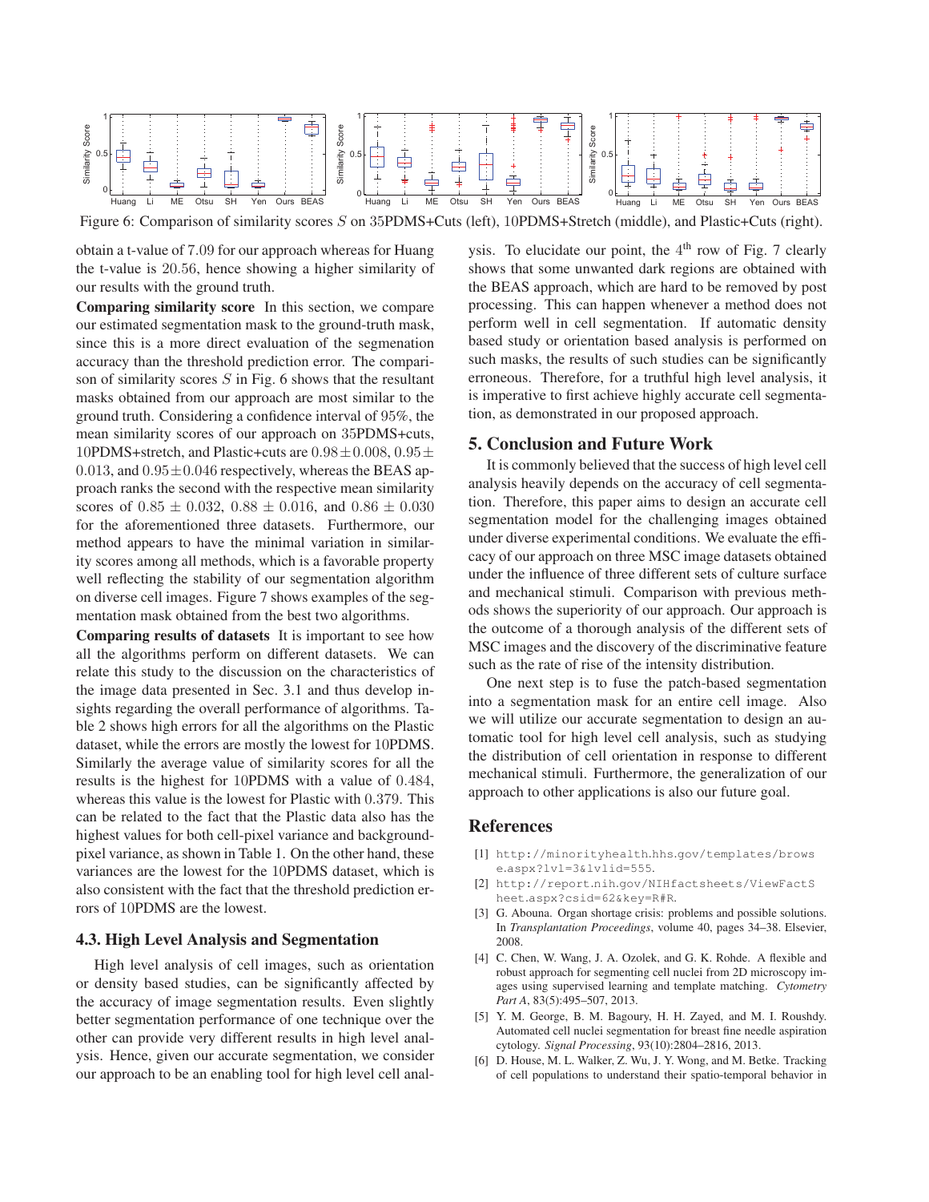Figure 6: Comparison of similarity scores $S$ on 35PDMS+Cuts (left), 10PDMS+Stretch (middle), and Plastic+Cuts (right).

obtain a t-value of 7.09 for our approach whereas for Huang the t-value is 20.56, hence showing a higher similarity of our results with the ground truth.

**Comparing similarity score** In this section, we compare our estimated segmentation mask to the ground-truth mask, since this is a more direct evaluation of the segmenation accuracy than the threshold prediction error. The comparison of similarity scores $S$ in Fig. 6 shows that the resultant masks obtained from our approach are most similar to the ground truth. Considering a confidence interval of 95%, the mean similarity scores of our approach on 35PDMS+cuts, 10PDMS+stretch, and Plastic+cuts are $0.98 \pm 0.008$, $0.95 \pm 0.013$, and $0.95 \pm 0.046$ respectively, whereas the BEAS approach ranks the second with the respective mean similarity scores of $0.85 \pm 0.032$, $0.88 \pm 0.016$, and $0.86 \pm 0.030$ for the aforementioned three datasets. Furthermore, our method appears to have the minimal variation in similarity scores among all methods, which is a favorable property well reflecting the stability of our segmentation algorithm on diverse cell images. Figure 7 shows examples of the segmentation mask obtained from the best two algorithms.

**Comparing results of datasets** It is important to see how all the algorithms perform on different datasets. We can relate this study to the discussion on the characteristics of the image data presented in Sec. 3.1 and thus develop insights regarding the overall performance of algorithms. Table 2 shows high errors for all the algorithms on the Plastic dataset, while the errors are mostly the lowest for 10PDMS. Similarly the average value of similarity scores for all the results is the highest for 10PDMS with a value of 0.484, whereas this value is the lowest for Plastic with 0.379. This can be related to the fact that the Plastic data also has the highest values for both cell-pixel variance and background-pixel variance, as shown in Table 1. On the other hand, these variances are the lowest for the 10PDMS dataset, which is also consistent with the fact that the threshold prediction errors of 10PDMS are the lowest.

### 4.3. High Level Analysis and Segmentation

High level analysis of cell images, such as orientation or density based studies, can be significantly affected by the accuracy of image segmentation results. Even slightly better segmentation performance of one technique over the other can provide very different results in high level analysis. Hence, given our accurate segmentation, we consider our approach to be an enabling tool for high level cell analysis. To elucidate our point, the 4[th] row of Fig. 7 clearly shows that some unwanted dark regions are obtained with the BEAS approach, which are hard to be removed by post processing. This can happen whenever a method does not perform well in cell segmentation. If automatic density based study or orientation based analysis is performed on such masks, the results of such studies can be significantly erroneous. Therefore, for a truthful high level analysis, it is imperative to first achieve highly accurate cell segmentation, as demonstrated in our proposed approach.

## 5. Conclusion and Future Work

It is commonly believed that the success of high level cell analysis heavily depends on the accuracy of cell segmentation. Therefore, this paper aims to design an accurate cell segmentation model for the challenging images obtained under diverse experimental conditions. We evaluate the efficacy of our approach on three MSC image datasets obtained under the influence of three different sets of culture surface and mechanical stimuli. Comparison with previous methods shows the superiority of our approach. Our approach is the outcome of a thorough analysis of the different sets of MSC images and the discovery of the discriminative feature such as the rate of rise of the intensity distribution.

One next step is to fuse the patch-based segmentation into a segmentation mask for an entire cell image. Also we will utilize our accurate segmentation to design an automatic tool for high level cell analysis, such as studying the distribution of cell orientation in response to different mechanical stimuli. Furthermore, the generalization of our approach to other applications is also our future goal.

## References

[1] http://minorityhealth.hhs.gov/templates/browse.aspx?lvl=3&lvlid=555.

[2] http://report.nih.gov/NIHfactsheets/ViewFactSheet.aspx?csid=62&key=R#R.

[3] G. Abouna. Organ shortage crisis: problems and possible solutions. In *Transplantation Proceedings*, volume 40, pages 34–38. Elsevier, 2008.

[4] C. Chen, W. Wang, J. A. Ozolek, and G. K. Rohde. A flexible and robust approach for segmenting cell nuclei from 2D microscopy images using supervised learning and template matching. *Cytometry Part A*, 83(5):495–507, 2013.

[5] Y. M. George, B. M. Bagoury, H. H. Zayed, and M. I. Roushdy. Automated cell nuclei segmentation for breast fine needle aspiration cytology. *Signal Processing*, 93(10):2804–2816, 2013.

[6] D. House, M. L. Walker, Z. Wu, J. Y. Wong, and M. Betke. Tracking of cell populations to understand their spatio-temporal behavior in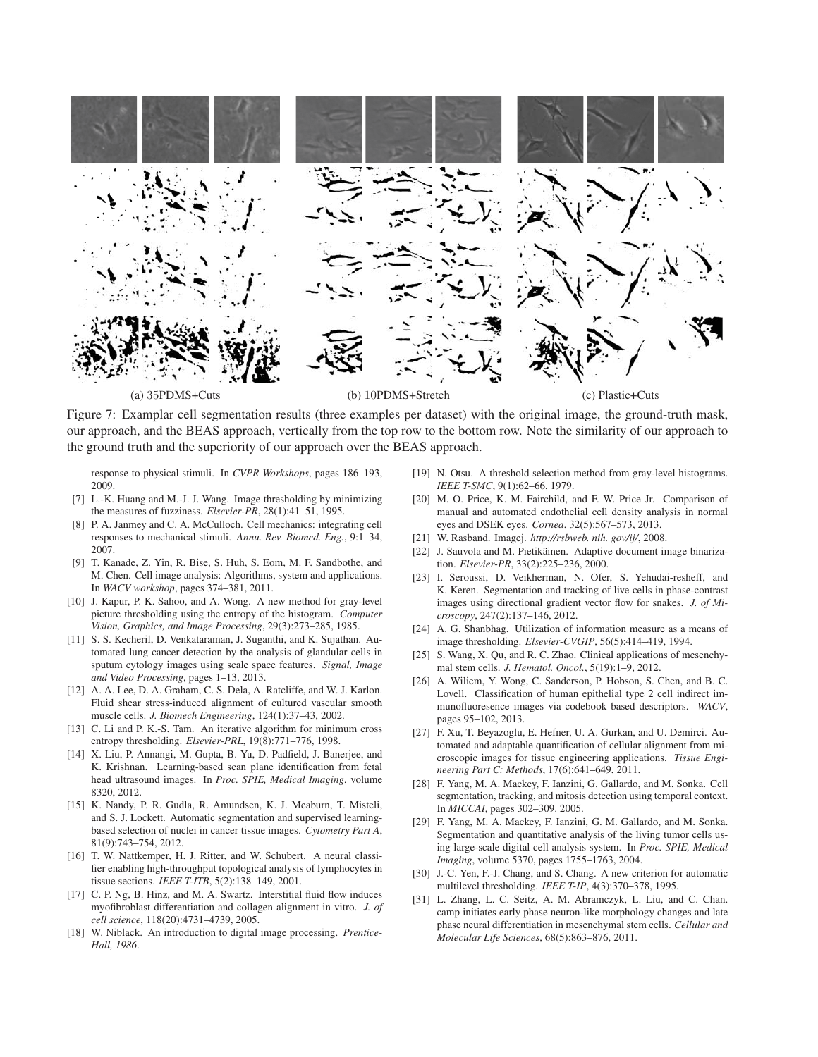(a) 35PDMS+Cuts

(b) 10PDMS+Stretch

(c) Plastic+Cuts

Figure 7: Examplar cell segmentation results (three examples per dataset) with the original image, the ground-truth mask, our approach, and the BEAS approach, vertically from the top row to the bottom row. Note the similarity of our approach to the ground truth and the superiority of our approach over the BEAS approach.

response to physical stimuli. In *CVPR Workshops*, pages 186–193, 2009.

[7] L.-K. Huang and M.-J. J. Wang. Image thresholding by minimizing the measures of fuzziness. *Elsevier-PR*, 28(1):41–51, 1995.

[8] P. A. Janmey and C. A. McCulloch. Cell mechanics: integrating cell responses to mechanical stimuli. *Annu. Rev. Biomed. Eng.*, 9:1–34, 2007.

[9] T. Kanade, Z. Yin, R. Bise, S. Huh, S. Eom, M. F. Sandbothe, and M. Chen. Cell image analysis: Algorithms, system and applications. In *WACV workshop*, pages 374–381, 2011.

[10] J. Kapur, P. K. Sahoo, and A. Wong. A new method for gray-level picture thresholding using the entropy of the histogram. *Computer Vision, Graphics, and Image Processing*, 29(3):273–285, 1985.

[11] S. S. Kecheril, D. Venkataraman, J. Suganthi, and K. Sujathan. Automated lung cancer detection by the analysis of glandular cells in sputum cytology images using scale space features. *Signal, Image and Video Processing*, pages 1–13, 2013.

[12] A. A. Lee, D. A. Graham, C. S. Dela, A. Ratcliffe, and W. J. Karlon. Fluid shear stress-induced alignment of cultured vascular smooth muscle cells. *J. Biomech Engineering*, 124(1):37–43, 2002.

[13] C. Li and P. K.-S. Tam. An iterative algorithm for minimum cross entropy thresholding. *Elsevier-PRL*, 19(8):771–776, 1998.

[14] X. Liu, P. Annangi, M. Gupta, B. Yu, D. Padfield, J. Banerjee, and K. Krishnan. Learning-based scan plane identification from fetal head ultrasound images. In *Proc. SPIE, Medical Imaging*, volume 8320, 2012.

[15] K. Nandy, P. R. Gudla, R. Amundsen, K. J. Meaburn, T. Misteli, and S. J. Lockett. Automatic segmentation and supervised learning-based selection of nuclei in cancer tissue images. *Cytometry Part A*, 81(9):743–754, 2012.

[16] T. W. Nattkemper, H. J. Ritter, and W. Schubert. A neural classifier enabling high-throughput topological analysis of lymphocytes in tissue sections. *IEEE T-ITB*, 5(2):138–149, 2001.

[17] C. P. Ng, B. Hinz, and M. A. Swartz. Interstitial fluid flow induces myofibroblast differentiation and collagen alignment in vitro. *J. of cell science*, 118(20):4731–4739, 2005.

[18] W. Niblack. An introduction to digital image processing. *Prentice-Hall, 1986*.

[19] N. Otsu. A threshold selection method from gray-level histograms. *IEEE T-SMC*, 9(1):62–66, 1979.

[20] M. O. Price, K. M. Fairchild, and F. W. Price Jr. Comparison of manual and automated endothelial cell density analysis in normal eyes and DSEK eyes. *Cornea*, 32(5):567–573, 2013.

[21] W. Rasband. Imagej. *http://rsbweb. nih. gov/ij/*, 2008.

[22] J. Sauvola and M. Pietikäinen. Adaptive document image binarization. *Elsevier-PR*, 33(2):225–236, 2000.

[23] I. Seroussi, D. Veikherman, N. Ofer, S. Yehudai-resheff, and K. Keren. Segmentation and tracking of live cells in phase-contrast images using directional gradient vector flow for snakes. *J. of Microscopy*, 247(2):137–146, 2012.

[24] A. G. Shanbhag. Utilization of information measure as a means of image thresholding. *Elsevier-CVGIP*, 56(5):414–419, 1994.

[25] S. Wang, X. Qu, and R. C. Zhao. Clinical applications of mesenchymal stem cells. *J. Hematol. Oncol.*, 5(19):1–9, 2012.

[26] A. Wiliem, Y. Wong, C. Sanderson, P. Hobson, S. Chen, and B. C. Lovell. Classification of human epithelial type 2 cell indirect immunofluoresence images via codebook based descriptors. *WACV*, pages 95–102, 2013.

[27] F. Xu, T. Beyazoglu, E. Hefner, U. A. Gurkan, and U. Demirci. Automated and adaptable quantification of cellular alignment from microscopic images for tissue engineering applications. *Tissue Engineering Part C: Methods*, 17(6):641–649, 2011.

[28] F. Yang, M. A. Mackey, F. Ianzini, G. Gallardo, and M. Sonka. Cell segmentation, tracking, and mitosis detection using temporal context. In *MICCAI*, pages 302–309. 2005.

[29] F. Yang, M. A. Mackey, F. Ianzini, G. M. Gallardo, and M. Sonka. Segmentation and quantitative analysis of the living tumor cells using large-scale digital cell analysis system. In *Proc. SPIE, Medical Imaging*, volume 5370, pages 1755–1763, 2004.

[30] J.-C. Yen, F.-J. Chang, and S. Chang. A new criterion for automatic multilevel thresholding. *IEEE T-IP*, 4(3):370–378, 1995.

[31] L. Zhang, L. C. Seitz, A. M. Abramczyk, L. Liu, and C. Chan. camp initiates early phase neuron-like morphology changes and late phase neural differentiation in mesenchymal stem cells. *Cellular and Molecular Life Sciences*, 68(5):863–876, 2011.